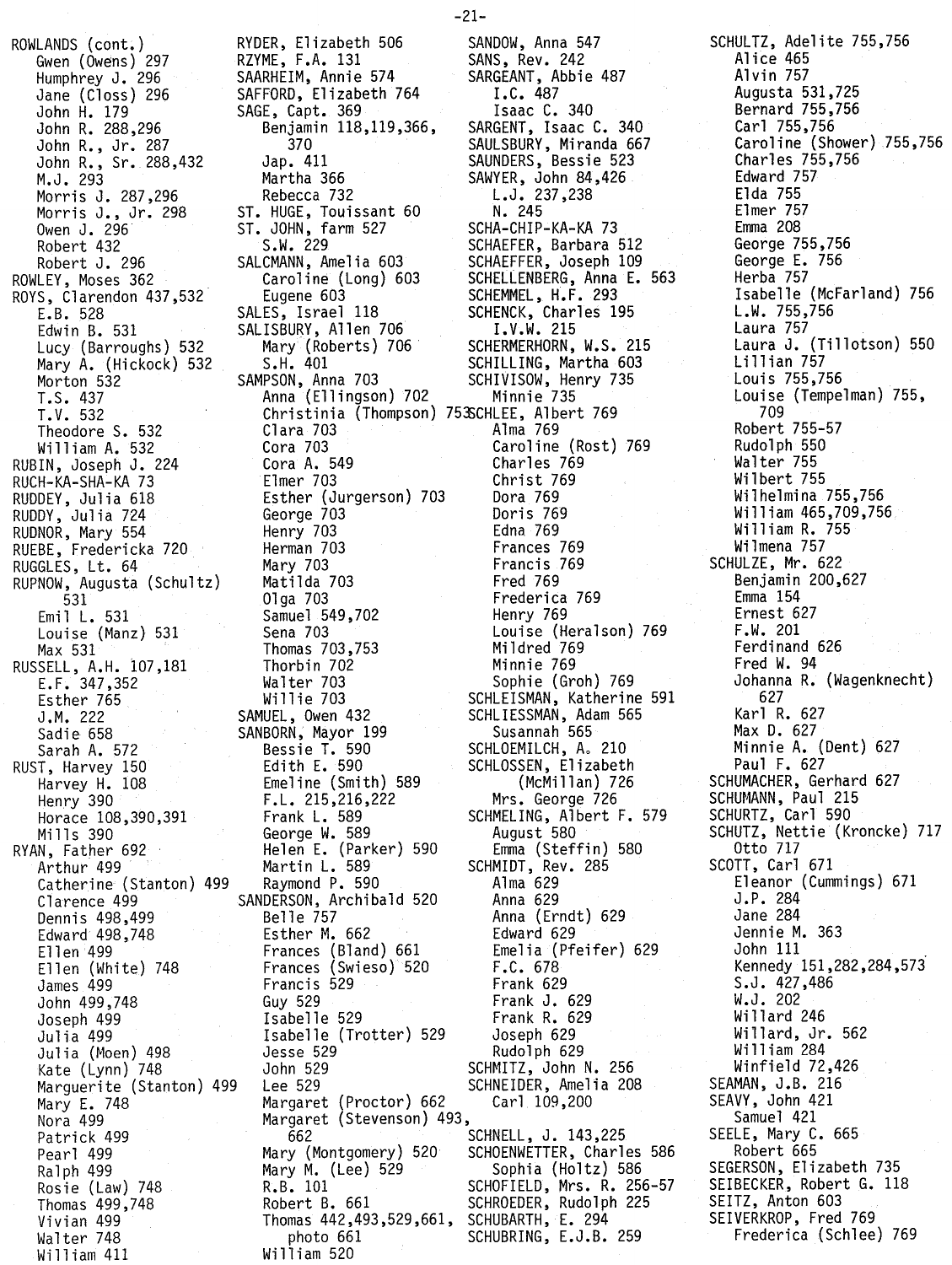ROWLANDS (cont.)
- Gwen (Owens) 297
- Humphrey J. 296
- Jane (Closs) 296
- John H. 179
- John R. 288,296
- John R., Jr. 287
- John R., Sr. 288,432
- M.J. 293
- Morris J. 287,296
- Morris J., Jr. 298
- Owen J. 296
- Robert 432
- Robert J. 296

ROWLEY, Moses 362

ROYS, Clarendon 437,532
- E.B. 528
- Edwin B. 531
- Lucy (Barroughs) 532
- Mary A. (Hickock) 532
- Morton 532
- T.S. 437
- T.V. 532
- Theodore S. 532
- William A. 532

RUBIN, Joseph J. 224

RUCH-KA-SHA-KA 73

RUDDEY, Julia 618

RUDDY, Julia 724

RUDNOR, Mary 554

RUEBE, Fredericka 720

RUGGLES, Lt. 64

RUPNOW, Augusta (Schultz) 531
- Emil L. 531
- Louise (Manz) 531
- Max 531

RUSSELL, A.H. 107,181
- E.F. 347,352
- Esther 765
- J.M. 222
- Sadie 658
- Sarah A. 572

RUST, Harvey 150
- Harvey H. 108
- Henry 390
- Horace 108,390,391
- Mills 390

RYAN, Father 692
- Arthur 499
- Catherine (Stanton) 499
- Clarence 499
- Dennis 498,499
- Edward 498,748
- Ellen 499
- Ellen (White) 748
- James 499
- John 499,748
- Joseph 499
- Julia 499
- Julia (Moen) 498
- Kate (Lynn) 748
- Marguerite (Stanton) 499
- Mary E. 748
- Nora 499
- Patrick 499
- Pearl 499
- Ralph 499
- Rosie (Law) 748
- Thomas 499,748
- Vivian 499
- Walter 748
- William 411

RYDER, Elizabeth 506

RZYME, F.A. 131

SAARHEIM, Annie 574

SAFFORD, Elizabeth 764

SAGE, Capt. 369
- Benjamin 118,119,366, 370
- Jap. 411
- Martha 366
- Rebecca 732

ST. HUGE, Touissant 60

ST. JOHN, farm 527
- S.W. 229

SALCMANN, Amelia 603
- Caroline (Long) 603
- Eugene 603

SALES, Israel 118

SALISBURY, Allen 706
- Mary (Roberts) 706
- S.H. 401

SAMPSON, Anna 703
- Anna (Ellingson) 702
- Christinia (Thompson) 753
- Clara 703
- Cora 703
- Cora A. 549
- Elmer 703
- Esther (Jurgerson) 703
- George 703
- Henry 703
- Herman 703
- Mary 703
- Matilda 703
- Olga 703
- Samuel 549,702
- Sena 703
- Thomas 703,753
- Thorbin 702
- Walter 703
- Willie 703

SAMUEL, Owen 432

SANBORN, Mayor 199
- Bessie T. 590
- Edith E. 590
- Emeline (Smith) 589
- F.L. 215,216,222
- Frank L. 589
- George W. 589
- Helen E. (Parker) 590
- Martin L. 589
- Raymond P. 590

SANDERSON, Archibald 520
- Belle 757
- Esther M. 662
- Frances (Bland) 661
- Frances (Swieso) 520
- Francis 529
- Guy 529
- Isabelle 529
- Isabelle (Trotter) 529
- Jesse 529
- John 529
- Lee 529
- Margaret (Proctor) 662
- Margaret (Stevenson) 493, 662
- Mary (Montgomery) 520
- Mary M. (Lee) 529
- R.B. 101
- Robert B. 661
- Thomas 442,493,529,661, photo 661
- William 520

SANDOW, Anna 547

SANS, Rev. 242

SARGEANT, Abbie 487
- I.C. 487
- Isaac C. 340

SARGENT, Isaac C. 340

SAULSBURY, Miranda 667

SAUNDERS, Bessie 523

SAWYER, John 84,426
- L.J. 237,238
- N. 245

SCHA-CHIP-KA-KA 73

SCHAEFER, Barbara 512

SCHAEFFER, Joseph 109

SCHELLENBERG, Anna E. 563

SCHEMMEL, H.F. 293

SCHENCK, Charles 195
- I.V.W. 215

SCHERMERHORN, W.S. 215

SCHILLING, Martha 603

SCHIVISOW, Henry 735
- Minnie 735

SCHLEE, Albert 769
- Alma 769
- Caroline (Rost) 769
- Charles 769
- Christ 769
- Dora 769
- Doris 769
- Edna 769
- Frances 769
- Francis 769
- Fred 769
- Frederica 769
- Henry 769
- Louise (Heralson) 769
- Mildred 769
- Minnie 769
- Sophie (Groh) 769

SCHLEISMAN, Katherine 591

SCHLIESSMAN, Adam 565
- Susannah 565

SCHLOEMILCH, A. 210

SCHLOSSEN, Elizabeth (McMillan) 726
- Mrs. George 726

SCHMELING, Albert F. 579
- August 580
- Emma (Steffin) 580

SCHMIDT, Rev. 285
- Alma 629
- Anna 629
- Anna (Erndt) 629
- Edward 629
- Emelia (Pfeifer) 629
- F.C. 678
- Frank 629
- Frank J. 629
- Frank R. 629
- Joseph 629
- Rudolph 629

SCHMITZ, John N. 256

SCHNEIDER, Amelia 208
- Carl 109,200

SCHNELL, J. 143,225

SCHOENWETTER, Charles 586
- Sophia (Holtz) 586

SCHOFIELD, Mrs. R. 256-57

SCHROEDER, Rudolph 225

SCHUBARTH, E. 294

SCHUBRING, E.J.B. 259

SCHULTZ, Adelite 755,756
- Alice 465
- Alvin 757
- Augusta 531,725
- Bernard 755,756
- Carl 755,756
- Caroline (Shower) 755,756
- Charles 755,756
- Edward 757
- Elda 755
- Elmer 757
- Emma 208
- George 755,756
- George E. 756
- Herba 757
- Isabelle (McFarland) 756
- L.W. 755,756
- Laura 757
- Laura J. (Tillotson) 550
- Lillian 757
- Louis 755,756
- Louise (Tempelman) 755, 709
- Robert 755-57
- Rudolph 550
- Walter 755
- Wilbert 755
- Wilhelmina 755,756
- William 465,709,756
- William R. 755
- Wilmena 757

SCHULZE, Mr. 622
- Benjamin 200,627
- Emma 154
- Ernest 627
- F.W. 201
- Ferdinand 626
- Fred W. 94
- Johanna R. (Wagenknecht) 627
- Karl R. 627
- Max D. 627
- Minnie A. (Dent) 627
- Paul F. 627

SCHUMACHER, Gerhard 627

SCHUMANN, Paul 215

SCHURTZ, Carl 590

SCHUTZ, Nettie (Kroncke) 717
- Otto 717

SCOTT, Carl 671
- Eleanor (Cummings) 671
- J.P. 284
- Jane 284
- Jennie M. 363
- John 111
- Kennedy 151,282,284,573
- S.J. 427,486
- W.J. 202
- Willard 246
- Willard, Jr. 562
- William 284
- Winfield 72,426

SEAMAN, J.B. 216

SEAVY, John 421
- Samuel 421

SEELE, Mary C. 665
- Robert 665

SEGERSON, Elizabeth 735

SEIBECKER, Robert G. 118

SEITZ, Anton 603

SEIVERKROP, Fred 769
- Frederica (Schlee) 769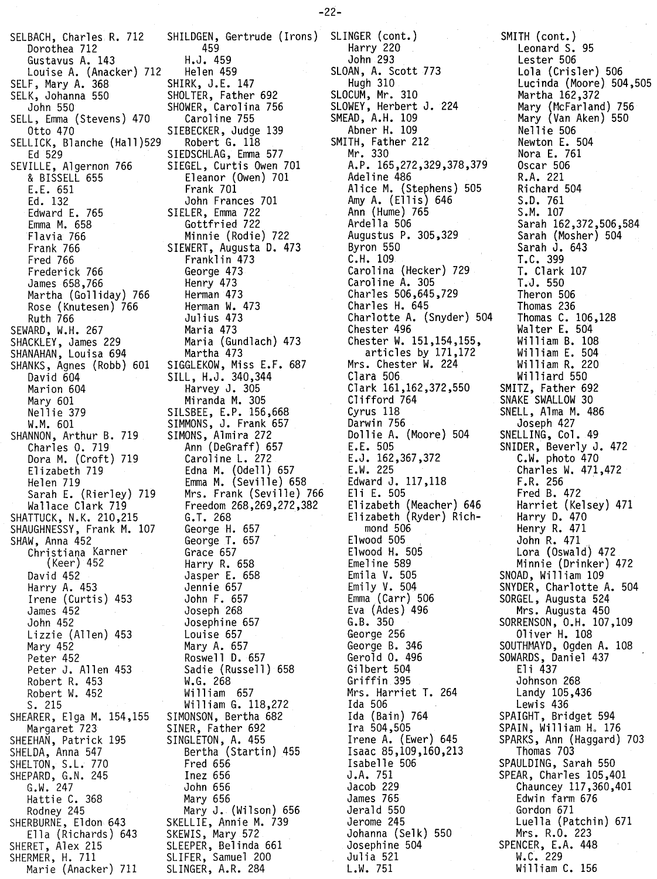SELBACH, Charles R. 712
  Dorothea 712
  Gustavus A. 143
  Louise A. (Anacker) 712
SELF, Mary A. 368
SELK, Johanna 550
  John 550
SELL, Emma (Stevens) 470
  Otto 470
SELLICK, Blanche (Hall)529
  Ed 529
SEVILLE, Algernon 766
  & BISSELL 655
  E.E. 651
  Ed. 132
  Edward E. 765
  Emma M. 658
  Flavia 766
  Frank 766
  Fred 766
  Frederick 766
  James 658,766
  Martha (Golliday) 766
  Rose (Knutesen) 766
  Ruth 766
SEWARD, W.H. 267
SHACKLEY, James 229
SHANAHAN, Louisa 694
SHANKS, Agnes (Robb) 601
  David 604
  Marion 604
  Mary 601
  Nellie 379
  W.M. 601
SHANNON, Arthur B. 719
  Charles O. 719
  Dora M. (Croft) 719
  Elizabeth 719
  Helen 719
  Sarah E. (Rierley) 719
  Wallace Clark 719
SHATTUCK, N.K. 210,215
SHAUGHNESSY, Frank M. 107
SHAW, Anna 452
  Christiana Karner (Keer) 452
  David 452
  Harry A. 453
  Irene (Curtis) 453
  James 452
  John 452
  Lizzie (Allen) 453
  Mary 452
  Peter 452
  Peter J. Allen 453
  Robert R. 453
  Robert W. 452
  S. 215
SHEARER, Elga M. 154,155
  Margaret 723
SHEEHAN, Patrick 195
SHELDA, Anna 547
SHELTON, S.L. 770
SHEPARD, G.N. 245
  G.W. 247
  Hattie C. 368
  Rodney 245
SHERBURNE, Eldon 643
  Ella (Richards) 643
SHERET, Alex 215
SHERMER, H. 711
  Marie (Anacker) 711
SHILDGEN, Gertrude (Irons) 459
  H.J. 459
  Helen 459
SHIRK, J.E. 147
SHOLTER, Father 692
SHOWER, Carolina 756
  Caroline 755
SIEBECKER, Judge 139
  Robert G. 118
SIEDSCHLAG, Emma 577
SIEGEL, Curtis Owen 701
  Eleanor (Owen) 701
  Frank 701
  John Frances 701
SIELER, Emma 722
  Gottfried 722
  Minnie (Rodie) 722
SIEWERT, Augusta D. 473
  Franklin 473
  George 473
  Henry 473
  Herman 473
  Herman W. 473
  Julius 473
  Maria 473
  Maria (Gundlach) 473
  Martha 473
SIGGLEKOW, Miss E.F. 687
SILL, H.J. 340,344
  Harvey J. 305
  Miranda M. 305
SILSBEE, E.P. 156,668
SIMMONS, J. Frank 657
SIMONS, Almira 272
  Ann (DeGraff) 657
  Caroline L. 272
  Edna M. (Odell) 657
  Emma M. (Seville) 658
  Mrs. Frank (Seville) 766
  Freedom 268,269,272,382
  G.T. 268
  George H. 657
  George T. 657
  Grace 657
  Harry R. 658
  Jasper E. 658
  Jennie 657
  John F. 657
  Joseph 268
  Josephine 657
  Louise 657
  Mary A. 657
  Roswell D. 657
  Sadie (Russell) 658
  W.G. 268
  William 657
  William G. 118,272
SIMONSON, Bertha 682
SINER, Father 692
SINGLETON, A. 455
  Bertha (Startin) 455
  Fred 656
  Inez 656
  John 656
  Mary 656
  Mary J. (Wilson) 656
SKELLIE, Annie M. 739
SKEWIS, Mary 572
SLEEPER, Belinda 661
SLIFER, Samuel 200
SLINGER, A.R. 284
SLINGER (cont.)
  Harry 220
  John 293
SLOAN, A. Scott 773
  Hugh 310
SLOCUM, Mr. 310
SLOWEY, Herbert J. 224
SMEAD, A.H. 109
  Abner H. 109
SMITH, Father 212
  Mr. 330
  A.P. 165,272,329,378,379
  Adeline 486
  Alice M. (Stephens) 505
  Amy A. (Ellis) 646
  Ann (Hume) 765
  Ardella 506
  Augustus P. 305,329
  Byron 550
  C.H. 109
  Carolina (Hecker) 729
  Caroline A. 305
  Charles 506,645,729
  Charles H. 645
  Charlotte A. (Snyder) 504
  Chester 496
  Chester W. 151,154,155, articles by 171,172
  Mrs. Chester W. 224
  Clara 506
  Clark 161,162,372,550
  Clifford 764
  Cyrus 118
  Darwin 756
  Dollie A. (Moore) 504
  E.E. 505
  E.J. 162,367,372
  E.W. 225
  Edward J. 117,118
  Eli E. 505
  Elizabeth (Meacher) 646
  Elizabeth (Ryder) Richmond 506
  Elwood 505
  Elwood H. 505
  Emeline 589
  Emila V. 505
  Emily V. 504
  Emma (Carr) 506
  Eva (Ades) 496
  G.B. 350
  George 256
  George B. 346
  Gerold O. 496
  Gilbert 504
  Griffin 395
  Mrs. Harriet T. 264
  Ida 506
  Ida (Bain) 764
  Ira 504,505
  Irene A. (Ewer) 645
  Isaac 85,109,160,213
  Isabelle 506
  J.A. 751
  Jacob 229
  James 765
  Jerald 550
  Jerome 245
  Johanna (Selk) 550
  Josephine 504
  Julia 521
  L.W. 751
SMITH (cont.)
  Leonard S. 95
  Lester 506
  Lola (Crisler) 506
  Lucinda (Moore) 504,505
  Martha 162,372
  Mary (McFarland) 756
  Mary (Van Aken) 550
  Nellie 506
  Newton E. 504
  Nora E. 761
  Oscar 506
  R.A. 221
  Richard 504
  S.D. 761
  S.M. 107
  Sarah 162,372,506,584
  Sarah (Mosher) 504
  Sarah J. 643
  T.C. 399
  T. Clark 107
  T.J. 550
  Theron 506
  Thomas 236
  Thomas C. 106,128
  Walter E. 504
  William B. 108
  William E. 504
  William R. 220
  Williard 550
SMITZ, Father 692
SNAKE SWALLOW 30
SNELL, Alma M. 486
  Joseph 427
SNELLING, Col. 49
SNIDER, Beverly J. 472
  C.W. photo 470
  Charles W. 471,472
  F.R. 256
  Fred B. 472
  Harriet (Kelsey) 471
  Harry D. 470
  Henry R. 471
  John R. 471
  Lora (Oswald) 472
  Minnie (Drinker) 472
SNOAD, William 109
SNYDER, Charlotte A. 504
SORGEL, Augusta 524
  Mrs. Augusta 450
SORRENSON, O.H. 107,109
  Oliver H. 108
SOUTHMAYD, Ogden A. 108
SOWARDS, Daniel 437
  Eli 437
  Johnson 268
  Landy 105,436
  Lewis 436
SPAIGHT, Bridget 594
SPAIN, William H. 176
SPARKS, Ann (Haggard) 703
  Thomas 703
SPAULDING, Sarah 550
SPEAR, Charles 105,401
  Chauncey 117,360,401
  Edwin farm 676
  Gordon 671
  Luella (Patchin) 671
  Mrs. R.O. 223
SPENCER, E.A. 448
  W.C. 229
  William C. 156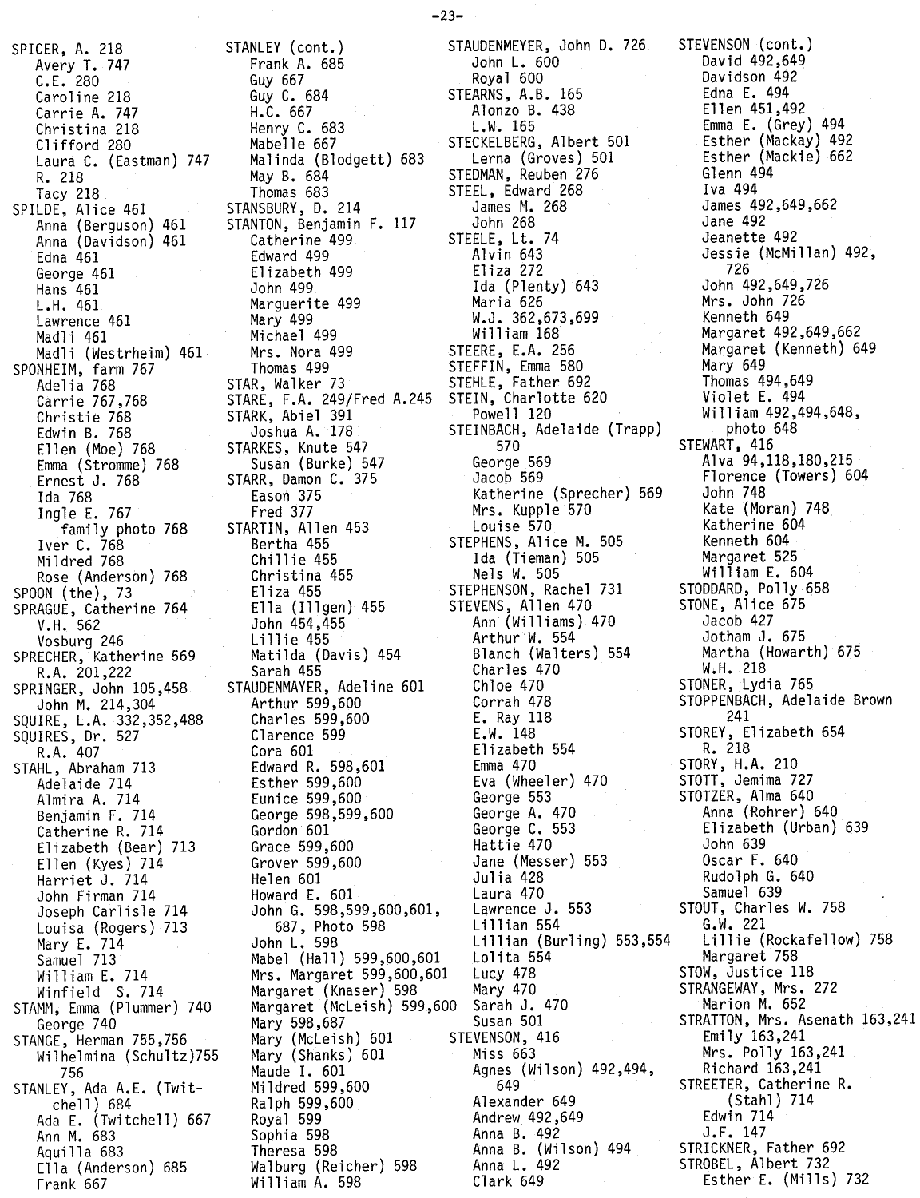SPICER, A. 218
  Avery T. 747
  C.E. 280
  Caroline 218
  Carrie A. 747
  Christina 218
  Clifford 280
  Laura C. (Eastman) 747
  R. 218
  Tacy 218
SPILDE, Alice 461
  Anna (Berguson) 461
  Anna (Davidson) 461
  Edna 461
  George 461
  Hans 461
  L.H. 461
  Lawrence 461
  Madli 461
  Madli (Westrheim) 461
SPONHEIM, farm 767
  Adelia 768
  Carrie 767,768
  Christie 768
  Edwin B. 768
  Ellen (Moe) 768
  Emma (Stromme) 768
  Ernest J. 768
  Ida 768
  Ingle E. 767
    family photo 768
  Iver C. 768
  Mildred 768
  Rose (Anderson) 768
SPOON (the), 73
SPRAGUE, Catherine 764
  V.H. 562
  Vosburg 246
SPRECHER, Katherine 569
  R.A. 201,222
SPRINGER, John 105,458
  John M. 214,304
SQUIRE, L.A. 332,352,488
SQUIRES, Dr. 527
  R.A. 407
STAHL, Abraham 713
  Adelaide 714
  Almira A. 714
  Benjamin F. 714
  Catherine R. 714
  Elizabeth (Bear) 713
  Ellen (Kyes) 714
  Harriet J. 714
  John Firman 714
  Joseph Carlisle 714
  Louisa (Rogers) 713
  Mary E. 714
  Samuel 713
  William E. 714
  Winfield S. 714
STAMM, Emma (Plummer) 740
  George 740
STANGE, Herman 755,756
  Wilhelmina (Schultz) 755
    756
STANLEY, Ada A.E. (Twitchell) 684
  Ada E. (Twitchell) 667
  Ann M. 683
  Aquilla 683
  Ella (Anderson) 685
  Frank 667

STANLEY (cont.)
  Frank A. 685
  Guy 667
  Guy C. 684
  H.C. 667
  Henry C. 683
  Mabelle 667
  Malinda (Blodgett) 683
  May B. 684
  Thomas 683
STANSBURY, D. 214
STANTON, Benjamin F. 117
  Catherine 499
  Edward 499
  Elizabeth 499
  John 499
  Marguerite 499
  Mary 499
  Michael 499
  Mrs. Nora 499
  Thomas 499
STAR, Walker 73
STARE, F.A. 249/Fred A.245
STARK, Abiel 391
  Joshua A. 178
STARKES, Knute 547
  Susan (Burke) 547
STARR, Damon C. 375
  Eason 375
  Fred 377
STARTIN, Allen 453
  Bertha 455
  Chillie 455
  Christina 455
  Eliza 455
  Ella (Illgen) 455
  John 454,455
  Lillie 455
  Matilda (Davis) 454
  Sarah 455
STAUDENMAYER, Adeline 601
  Arthur 599,600
  Charles 599,600
  Clarence 599
  Cora 601
  Edward R. 598,601
  Esther 599,600
  Eunice 599,600
  George 598,599,600
  Gordon 601
  Grace 599,600
  Grover 599,600
  Helen 601
  Howard E. 601
  John G. 598,599,600,601,
    687, Photo 598
  John L. 598
  Mabel (Hall) 599,600,601
  Mrs. Margaret 599,600,601
  Margaret (Knaser) 598
  Margaret (McLeish) 599,600
  Mary 598,687
  Mary (McLeish) 601
  Mary (Shanks) 601
  Maude I. 601
  Mildred 599,600
  Ralph 599,600
  Royal 599
  Sophia 598
  Theresa 598
  Walburg (Reicher) 598
  William A. 598

STAUDENMEYER, John D. 726
  John L. 600
  Royal 600
STEARNS, A.B. 165
  Alonzo B. 438
  L.W. 165
STECKELBERG, Albert 501
  Lerna (Groves) 501
STEDMAN, Reuben 276
STEEL, Edward 268
  James M. 268
  John 268
STEELE, Lt. 74
  Alvin 643
  Eliza 272
  Ida (Plenty) 643
  Maria 626
  W.J. 362,673,699
  William 168
STEERE, E.A. 256
STEFFIN, Emma 580
STEHLE, Father 692
STEIN, Charlotte 620
  Powell 120
STEINBACH, Adelaide (Trapp)
    570
  George 569
  Jacob 569
  Katherine (Sprecher) 569
  Mrs. Kupple 570
  Louise 570
STEPHENS, Alice M. 505
  Ida (Tieman) 505
  Nels W. 505
STEPHENSON, Rachel 731
STEVENS, Allen 470
  Ann (Williams) 470
  Arthur W. 554
  Blanch (Walters) 554
  Charles 470
  Chloe 470
  Corrah 478
  E. Ray 118
  E.W. 148
  Elizabeth 554
  Emma 470
  Eva (Wheeler) 470
  George 553
  George A. 470
  George C. 553
  Hattie 470
  Jane (Messer) 553
  Julia 428
  Laura 470
  Lawrence J. 553
  Lillian 554
  Lillian (Burling) 553,554
  Lolita 554
  Lucy 478
  Mary 470
  Sarah J. 470
  Susan 501
STEVENSON, 416
  Miss 663
  Agnes (Wilson) 492,494,
    649
  Alexander 649
  Andrew 492,649
  Anna B. 492
  Anna B. (Wilson) 494
  Anna L. 492
  Clark 649

STEVENSON (cont.)
  David 492,649
  Davidson 492
  Edna E. 494
  Ellen 451,492
  Emma E. (Grey) 494
  Esther (Mackay) 492
  Esther (Mackie) 662
  Glenn 494
  Iva 494
  James 492,649,662
  Jane 492
  Jeanette 492
  Jessie (McMillan) 492,
    726
  John 492,649,726
  Mrs. John 726
  Kenneth 649
  Margaret 492,649,662
  Margaret (Kenneth) 649
  Mary 649
  Thomas 494,649
  Violet E. 494
  William 492,494,648,
    photo 648
STEWART, 416
  Alva 94,118,180,215
  Florence (Towers) 604
  John 748
  Kate (Moran) 748
  Katherine 604
  Kenneth 604
  Margaret 525
  William E. 604
STODDARD, Polly 658
STONE, Alice 675
  Jacob 427
  Jotham J. 675
  Martha (Howarth) 675
  W.H. 218
STONER, Lydia 765
STOPPENBACH, Adelaide Brown
    241
STOREY, Elizabeth 654
  R. 218
STORY, H.A. 210
STOTT, Jemima 727
STOTZER, Alma 640
  Anna (Rohrer) 640
  Elizabeth (Urban) 639
  John 639
  Oscar F. 640
  Rudolph G. 640
  Samuel 639
STOUT, Charles W. 758
  G.W. 221
  Lillie (Rockafellow) 758
  Margaret 758
STOW, Justice 118
STRANGEWAY, Mrs. 272
  Marion M. 652
STRATTON, Mrs. Asenath 163,241
  Emily 163,241
  Mrs. Polly 163,241
  Richard 163,241
STREETER, Catherine R.
    (Stahl) 714
  Edwin 714
  J.F. 147
STRICKNER, Father 692
STROBEL, Albert 732
  Esther E. (Mills) 732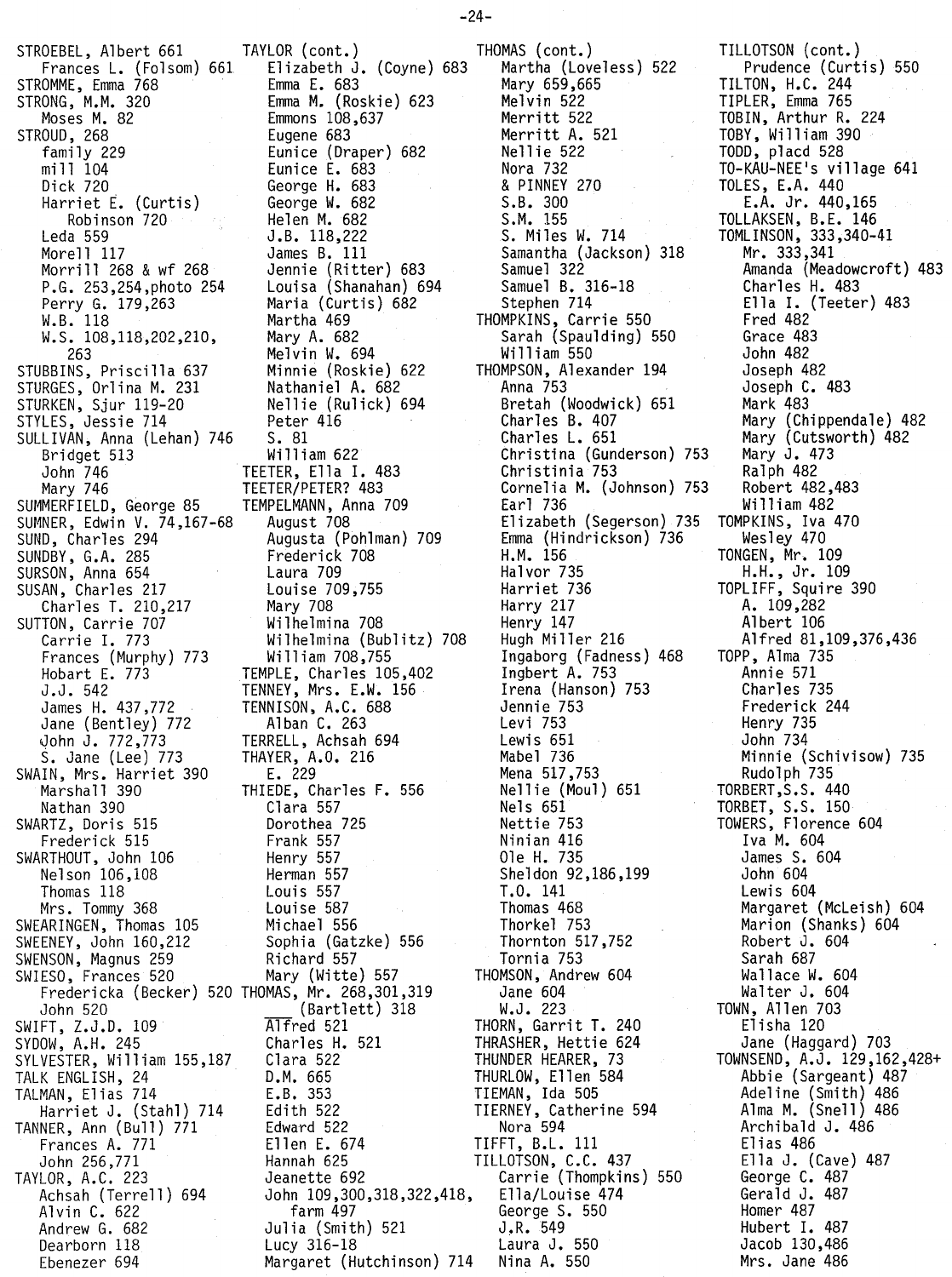STROEBEL, Albert 661
  Frances L. (Folsom) 661
STROMME, Emma 768
STRONG, M.M. 320
  Moses M. 82
STROUD, 268
  family 229
  mill 104
  Dick 720
  Harriet E. (Curtis) Robinson 720
  Leda 559
  Morell 117
  Morrill 268 & wf 268
  P.G. 253,254,photo 254
  Perry G. 179,263
  W.B. 118
  W.S. 108,118,202,210, 263
STUBBINS, Priscilla 637
STURGES, Orlina M. 231
STURKEN, Sjur 119-20
STYLES, Jessie 714
SULLIVAN, Anna (Lehan) 746
  Bridget 513
  John 746
  Mary 746
SUMMERFIELD, George 85
SUMNER, Edwin V. 74,167-68
SUND, Charles 294
SUNDBY, G.A. 285
SURSON, Anna 654
SUSAN, Charles 217
  Charles T. 210,217
SUTTON, Carrie 707
  Carrie I. 773
  Frances (Murphy) 773
  Hobart E. 773
  J.J. 542
  James H. 437,772
  Jane (Bentley) 772
  John J. 772,773
  S. Jane (Lee) 773
SWAIN, Mrs. Harriet 390
  Marshall 390
  Nathan 390
SWARTZ, Doris 515
  Frederick 515
SWARTHOUT, John 106
  Nelson 106,108
  Thomas 118
  Mrs. Tommy 368
SWEARINGEN, Thomas 105
SWEENEY, John 160,212
SWENSON, Magnus 259
SWIESO, Frances 520
  Fredericka (Becker) 520
  John 520
SWIFT, Z.J.D. 109
SYDOW, A.H. 245
SYLVESTER, William 155,187
TALK ENGLISH, 24
TALMAN, Elias 714
  Harriet J. (Stahl) 714
TANNER, Ann (Bull) 771
  Frances A. 771
  John 256,771
TAYLOR, A.C. 223
  Achsah (Terrell) 694
  Alvin C. 622
  Andrew G. 682
  Dearborn 118
  Ebenezer 694
TAYLOR (cont.)
  Elizabeth J. (Coyne) 683
  Emma E. 683
  Emma M. (Roskie) 623
  Emmons 108,637
  Eugene 683
  Eunice (Draper) 682
  Eunice E. 683
  George H. 683
  George W. 682
  Helen M. 682
  J.B. 118,222
  James B. 111
  Jennie (Ritter) 683
  Louisa (Shanahan) 694
  Maria (Curtis) 682
  Martha 469
  Mary A. 682
  Melvin W. 694
  Minnie (Roskie) 622
  Nathaniel A. 682
  Nellie (Rulick) 694
  Peter 416
  S. 81
  William 622
TEETER, Ella I. 483
TEETER/PETER? 483
TEMPELMANN, Anna 709
  August 708
  Augusta (Pohlman) 709
  Frederick 708
  Laura 709
  Louise 709,755
  Mary 708
  Wilhelmina 708
  Wilhelmina (Bublitz) 708
  William 708,755
TEMPLE, Charles 105,402
TENNEY, Mrs. E.W. 156
TENNISON, A.C. 688
  Alban C. 263
TERRELL, Achsah 694
THAYER, A.O. 216
  E. 229
THIEDE, Charles F. 556
  Clara 557
  Dorothea 725
  Frank 557
  Henry 557
  Herman 557
  Louis 557
  Louise 587
  Michael 556
  Sophia (Gatzke) 556
  Richard 557
  Mary (Witte) 557
THOMAS, Mr. 268,301,319
  (Bartlett) 318
  Alfred 521
  Charles H. 521
  Clara 522
  D.M. 665
  E.B. 353
  Edith 522
  Edward 522
  Ellen E. 674
  Hannah 625
  Jeanette 692
  John 109,300,318,322,418, farm 497
  Julia (Smith) 521
  Lucy 316-18
  Margaret (Hutchinson) 714
THOMAS (cont.)
  Martha (Loveless) 522
  Mary 659,665
  Melvin 522
  Merritt 522
  Merritt A. 521
  Nellie 522
  Nora 732
  & PINNEY 270
  S.B. 300
  S.M. 155
  S. Miles W. 714
  Samantha (Jackson) 318
  Samuel 322
  Samuel B. 316-18
  Stephen 714
THOMPKINS, Carrie 550
  Sarah (Spaulding) 550
  William 550
THOMPSON, Alexander 194
  Anna 753
  Bretah (Woodwick) 651
  Charles B. 407
  Charles L. 651
  Christina (Gunderson) 753
  Christinia 753
  Cornelia M. (Johnson) 753
  Earl 736
  Elizabeth (Segerson) 735
  Emma (Hindrickson) 736
  H.M. 156
  Halvor 735
  Harriet 736
  Harry 217
  Henry 147
  Hugh Miller 216
  Ingaborg (Fadness) 468
  Ingbert A. 753
  Irena (Hanson) 753
  Jennie 753
  Levi 753
  Lewis 651
  Mabel 736
  Mena 517,753
  Nellie (Moul) 651
  Nels 651
  Nettie 753
  Ninian 416
  Ole H. 735
  Sheldon 92,186,199
  T.O. 141
  Thomas 468
  Thorkel 753
  Thornton 517,752
  Tornia 753
THOMSON, Andrew 604
  Jane 604
  W.J. 223
THORN, Garrit T. 240
THRASHER, Hettie 624
THUNDER HEARER, 73
THURLOW, Ellen 584
TIEMAN, Ida 505
TIERNEY, Catherine 594
  Nora 594
TIFFT, B.L. 111
TILLOTSON, C.C. 437
  Carrie (Thompkins) 550
  Ella/Louise 474
  George S. 550
  J.R. 549
  Laura J. 550
  Nina A. 550
TILLOTSON (cont.)
  Prudence (Curtis) 550
TILTON, H.C. 244
TIPLER, Emma 765
TOBIN, Arthur R. 224
TOBY, William 390
TODD, placd 528
TO-KAU-NEE's village 641
TOLES, E.A. 440
  E.A. Jr. 440,165
TOLLAKSEN, B.E. 146
TOMLINSON, 333,340-41
  Mr. 333,341
  Amanda (Meadowcroft) 483
  Charles H. 483
  Ella I. (Teeter) 483
  Fred 482
  Grace 483
  John 482
  Joseph 482
  Joseph C. 483
  Mark 483
  Mary (Chippendale) 482
  Mary (Cutsworth) 482
  Mary J. 473
  Ralph 482
  Robert 482,483
  William 482
TOMPKINS, Iva 470
  Wesley 470
TONGEN, Mr. 109
  H.H., Jr. 109
TOPLIFF, Squire 390
  A. 109,282
  Albert 106
  Alfred 81,109,376,436
TOPP, Alma 735
  Annie 571
  Charles 735
  Frederick 244
  Henry 735
  John 734
  Minnie (Schivisow) 735
  Rudolph 735
TORBERT,S.S. 440
TORBET, S.S. 150
TOWERS, Florence 604
  Iva M. 604
  James S. 604
  John 604
  Lewis 604
  Margaret (McLeish) 604
  Marion (Shanks) 604
  Robert J. 604
  Sarah 687
  Wallace W. 604
  Walter J. 604
TOWN, Allen 703
  Elisha 120
  Jane (Haggard) 703
TOWNSEND, A.J. 129,162,428+
  Abbie (Sargeant) 487
  Adeline (Smith) 486
  Alma M. (Snell) 486
  Archibald J. 486
  Elias 486
  Ella J. (Cave) 487
  George C. 487
  Gerald J. 487
  Homer 487
  Hubert I. 487
  Jacob 130,486
  Mrs. Jane 486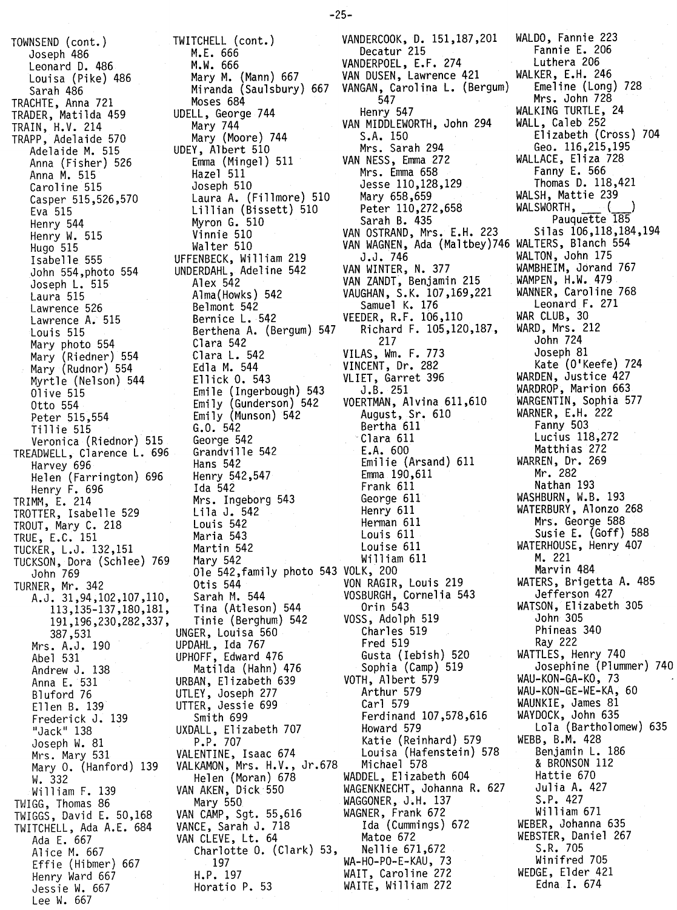TOWNSEND (cont.)
  Joseph 486
  Leonard D. 486
  Louisa (Pike) 486
  Sarah 486
TRACHTE, Anna 721
TRADER, Matilda 459
TRAIN, H.V. 214
TRAPP, Adelaide 570
  Adelaide M. 515
  Anna (Fisher) 526
  Anna M. 515
  Caroline 515
  Casper 515,526,570
  Eva 515
  Henry 544
  Henry W. 515
  Hugo 515
  Isabelle 555
  John 554,photo 554
  Joseph L. 515
  Laura 515
  Lawrence 526
  Lawrence A. 515
  Louis 515
  Mary photo 554
  Mary (Riedner) 554
  Mary (Rudnor) 554
  Myrtle (Nelson) 544
  Olive 515
  Otto 554
  Peter 515,554
  Tillie 515
  Veronica (Riednor) 515
TREADWELL, Clarence L. 696
  Harvey 696
  Helen (Farrington) 696
  Henry F. 696
TRIMM, E. 214
TROTTER, Isabelle 529
TROUT, Mary C. 218
TRUE, E.C. 151
TUCKER, L.J. 132,151
TUCKSON, Dora (Schlee) 769
  John 769
TURNER, Mr. 342
  A.J. 31,94,102,107,110,
    113,135-137,180,181,
    191,196,230,282,337,
    387,531
  Mrs. A.J. 190
  Abel 531
  Andrew J. 138
  Anna E. 531
  Bluford 76
  Ellen B. 139
  Frederick J. 139
  "Jack" 138
  Joseph W. 81
  Mrs. Mary 531
  Mary O. (Hanford) 139
  W. 332
  William F. 139
TWIGG, Thomas 86
TWIGGS, David E. 50,168
TWITCHELL, Ada A.E. 684
  Ada E. 667
  Alice M. 667
  Effie (Hibmer) 667
  Henry Ward 667
  Jessie W. 667
  Lee W. 667

TWITCHELL (cont.)
  M.E. 666
  M.W. 666
  Mary M. (Mann) 667
  Miranda (Saulsbury) 667
  Moses 684
UDELL, George 744
  Mary 744
  Mary (Moore) 744
UDEY, Albert 510
  Emma (Mingel) 511
  Hazel 511
  Joseph 510
  Laura A. (Fillmore) 510
  Lillian (Bissett) 510
  Myron G. 510
  Vinnie 510
  Walter 510
UFFENBECK, William 219
UNDERDAHL, Adeline 542
  Alex 542
  Alma(Howks) 542
  Belmont 542
  Bernice L. 542
  Berthena A. (Bergum) 547
  Clara 542
  Clara L. 542
  Edla M. 544
  Ellick O. 543
  Emile (Ingerbough) 543
  Emily (Gunderson) 542
  Emily (Munson) 542
  G.O. 542
  George 542
  Grandville 542
  Hans 542
  Henry 542,547
  Ida 542
  Mrs. Ingeborg 543
  Lila J. 542
  Louis 542
  Maria 543
  Martin 542
  Mary 542
  Ole 542,family photo 543
  Otis 544
  Sarah M. 544
  Tina (Atleson) 544
  Tinie (Berghum) 542
UNGER, Louisa 560
UPDAHL, Ida 767
UPHOFF, Edward 476
  Matilda (Hahn) 476
URBAN, Elizabeth 639
UTLEY, Joseph 277
UTTER, Jessie 699
  Smith 699
UXDALL, Elizabeth 707
  P.P. 707
VALENTINE, Isaac 674
VALKAMON, Mrs. H.V., Jr.678
  Helen (Moran) 678
VAN AKEN, Dick 550
  Mary 550
VAN CAMP, Sgt. 55,616
VANCE, Sarah J. 718
VAN CLEVE, Lt. 64
  Charlotte O. (Clark) 53,
    197
  H.P. 197
  Horatio P. 53

VANDERCOOK, D. 151,187,201
  Decatur 215
VANDERPOEL, E.F. 274
VAN DUSEN, Lawrence 421
VANGAN, Carolina L. (Bergum)
    547
  Henry 547
VAN MIDDLEWORTH, John 294
  S.A. 150
  Mrs. Sarah 294
VAN NESS, Emma 272
  Mrs. Emma 658
  Jesse 110,128,129
  Mary 658,659
  Peter 110,272,658
  Sarah B. 435
VAN OSTRAND, Mrs. E.H. 223
VAN WAGNEN, Ada (Maltbey)746
  J.J. 746
VAN WINTER, N. 377
VAN ZANDT, Benjamin 215
VAUGHAN, S.K. 107,169,221
  Samuel K. 176
VEEDER, R.F. 106,110
  Richard F. 105,120,187,
    217
VILAS, Wm. F. 773
VINCENT, Dr. 282
VLIET, Garret 396
  J.B. 251
VOERTMAN, Alvina 611,610
  August, Sr. 610
  Bertha 611
  Clara 611
  E.A. 600
  Emilie (Arsand) 611
  Emma 190,611
  Frank 611
  George 611
  Henry 611
  Herman 611
  Louis 611
  Louise 611
  William 611
VOLK, 200
VON RAGIR, Louis 219
VOSBURGH, Cornelia 543
  Orin 543
VOSS, Adolph 519
  Charles 519
  Fred 519
  Gusta (Iebish) 520
  Sophia (Camp) 519
VOTH, Albert 579
  Arthur 579
  Carl 579
  Ferdinand 107,578,616
  Howard 579
  Katie (Reinhard) 579
  Louisa (Hafenstein) 578
  Michael 578
WADDEL, Elizabeth 604
WAGENKNECHT, Johanna R. 627
WAGGONER, J.H. 137
WAGNER, Frank 672
  Ida (Cummings) 672
  Matoe 672
  Nellie 671,672
WA-HO-PO-E-KAU, 73
WAIT, Caroline 272
WAITE, William 272

WALDO, Fannie 223
  Fannie E. 206
  Luthera 206
WALKER, E.H. 246
  Emeline (Long) 728
  Mrs. John 728
WALKING TURTLE, 24
WALL, Caleb 252
  Elizabeth (Cross) 704
  Geo. 116,215,195
WALLACE, Eliza 728
  Fanny E. 566
  Thomas D. 118,421
WALSH, Mattie 239
WALSWORTH, ___ (___)
    Pauquette 185
  Silas 106,118,184,194
WALTERS, Blanch 554
WALTON, John 175
WAMBHEIM, Jorand 767
WAMPEN, H.W. 479
WANNER, Caroline 768
  Leonard F. 271
WAR CLUB, 30
WARD, Mrs. 212
  John 724
  Joseph 81
  Kate (O'Keefe) 724
WARDEN, Justice 427
WARDROP, Marion 663
WARGENTIN, Sophia 577
WARNER, E.H. 222
  Fanny 503
  Lucius 118,272
  Matthias 272
WARREN, Dr. 269
  Mr. 282
  Nathan 193
WASHBURN, W.B. 193
WATERBURY, Alonzo 268
  Mrs. George 588
  Susie E. (Goff) 588
WATERHOUSE, Henry 407
  M. 221
  Marvin 484
WATERS, Brigetta A. 485
  Jefferson 427
WATSON, Elizabeth 305
  John 305
  Phineas 340
  Ray 222
WATTLES, Henry 740
  Josephine (Plummer) 740
WAU-KON-GA-KO, 73
WAU-KON-GE-WE-KA, 60
WAUNKIE, James 81
WAYDOCK, John 635
  Lola (Bartholomew) 635
WEBB, B.M. 428
  Benjamin L. 186
  & BRONSON 112
  Hattie 670
  Julia A. 427
  S.P. 427
  William 671
WEBER, Johanna 635
WEBSTER, Daniel 267
  S.R. 705
  Winifred 705
WEDGE, Elder 421
  Edna I. 674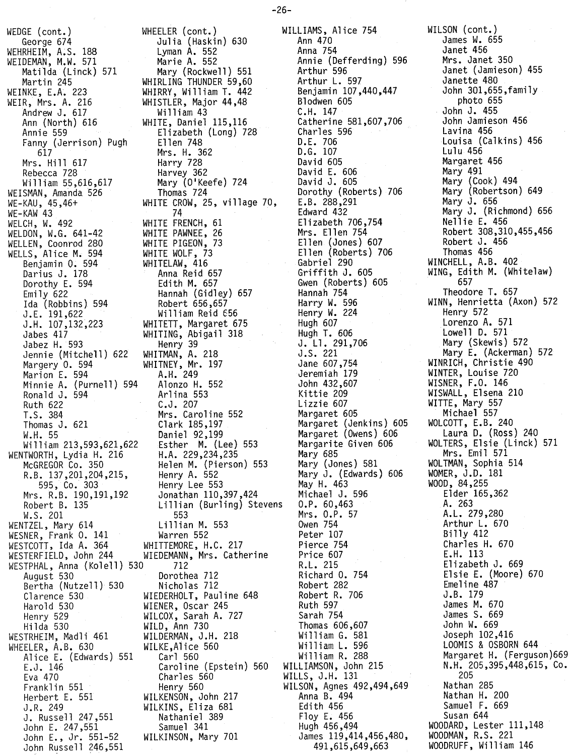WEDGE (cont.)
  George 674
WEHRHEIM, A.S. 188
WEIDEMAN, M.W. 571
  Matilda (Linck) 571
  Martin 245
WEINKE, E.A. 223
WEIR, Mrs. A. 216
  Andrew J. 617
  Ann (North) 616
  Annie 559
  Fanny (Jerrison) Pugh 617
  Mrs. Hill 617
  Rebecca 728
  William 55,616,617
WEISMAN, Amanda 526
WE-KAU, 45,46+
WE-KAW 43
WELCH, W. 492
WELDON, W.G. 641-42
WELLEN, Coonrod 280
WELLS, Alice M. 594
  Benjamin O. 594
  Darius J. 178
  Dorothy E. 594
  Emily 622
  Ida (Robbins) 594
  J.E. 191,622
  J.H. 107,132,223
  Jabes 417
  Jabez H. 593
  Jennie (Mitchell) 622
  Margery O. 594
  Marion E. 594
  Minnie A. (Purnell) 594
  Ronald J. 594
  Ruth 622
  T.S. 384
  Thomas J. 621
  W.H. 55
  William 213,593,621,622
WENTWORTH, Lydia H. 216
  McGREGOR Co. 350
  R.B. 137,201,204,215, 595, Co. 303
  Mrs. R.B. 190,191,192
  Robert B. 135
  W.S. 201
WENTZEL, Mary 614
WESNER, Frank O. 141
WESTCOTT, Ida A. 364
WESTERFIELD, John 244
WESTPHAL, Anna (Kolell) 530
  August 530
  Bertha (Nutzell) 530
  Clarence 530
  Harold 530
  Henry 529
  Hilda 530
WESTRHEIM, Madli 461
WHEELER, A.B. 630
  Alice E. (Edwards) 551
  E.J. 146
  Eva 470
  Franklin 551
  Herbert E. 551
  J.R. 249
  J. Russell 247,551
  John E. 247,551
  John E., Jr. 551-52
  John Russell 246,551
WHEELER (cont.)
  Julia (Haskin) 630
  Lyman A. 552
  Marie A. 552
  Mary (Rockwell) 551
WHIRLING THUNDER 59,60
WHIRRY, William T. 442
WHISTLER, Major 44,48
  William 43
WHITE, Daniel 115,116
  Elizabeth (Long) 728
  Ellen 748
  Mrs. H. 362
  Harry 728
  Harvey 362
  Mary (O'Keefe) 724
  Thomas 724
WHITE CROW, 25, village 70, 74
WHITE FRENCH, 61
WHITE PAWNEE, 26
WHITE PIGEON, 73
WHITE WOLF, 73
WHITELAW, 416
  Anna Reid 657
  Edith M. 657
  Hannah (Gidley) 657
  Robert 656,657
  William Reid 656
WHITETT, Margaret 675
WHITING, Abigail 318
  Henry 39
WHITMAN, A. 218
WHITNEY, Mr. 197
  A.H. 249
  Alonzo H. 552
  Arlina 553
  C.J. 207
  Mrs. Caroline 552
  Clark 185,197
  Daniel 92,199
  Esther M. (Lee) 553
  H.A. 229,234,235
  Helen M. (Pierson) 553
  Henry A. 552
  Henry Lee 553
  Jonathan 110,397,424
  Lillian (Burling) Stevens 553
  Lillian M. 553
  Warren 552
WHITTEMORE, H.C. 217
WIEDEMANN, Mrs. Catherine 712
  Dorothea 712
  Nicholas 712
WIEDERHOLT, Pauline 648
WIENER, Oscar 245
WILCOX, Sarah A. 727
WILD, Ann 730
WILDERMAN, J.H. 218
WILKE, Alice 560
  Carl 560
  Caroline (Epstein) 560
  Charles 560
  Henry 560
WILKENSON, John 217
WILKINS, Eliza 681
  Nathaniel 389
  Samuel 341
WILKINSON, Mary 701
WILLIAMS, Alice 754
  Ann 470
  Anna 754
  Annie (Defferding) 596
  Arthur 596
  Arthur L. 597
  Benjamin 107,440,447
  Blodwen 605
  C.H. 147
  Catherine 581,607,706
  Charles 596
  D.E. 706
  D.G. 107
  David 605
  David E. 606
  David J. 605
  Dorothy (Roberts) 706
  E.B. 288,291
  Edward 432
  Elizabeth 706,754
  Mrs. Ellen 754
  Ellen (Jones) 607
  Ellen (Roberts) 706
  Gabriel 290
  Griffith J. 605
  Gwen (Roberts) 605
  Hannah 754
  Harry W. 596
  Henry W. 224
  Hugh 607
  Hugh T. 606
  J. Ll. 291,706
  J.S. 221
  Jane 607,754
  Jeremiah 179
  John 432,607
  Kittie 209
  Lizzie 607
  Margaret 605
  Margaret (Jenkins) 605
  Margaret (Owens) 606
  Margarite Given 606
  Mary 685
  Mary (Jones) 581
  Mary J. (Edwards) 606
  May H. 463
  Michael J. 596
  O.P. 60,463
  Mrs. O.P. 57
  Owen 754
  Peter 107
  Pierce 754
  Price 607
  R.L. 215
  Richard O. 754
  Robert 282
  Robert R. 706
  Ruth 597
  Sarah 754
  Thomas 606,607
  William G. 581
  William L. 596
  William R. 288
WILLIAMSON, John 215
WILLS, J.H. 131
WILSON, Agnes 492,494,649
  Anna B. 494
  Edith 456
  Floy E. 456
  Hugh 456,494
  James 119,414,456,480, 491,615,649,663
WILSON (cont.)
  James W. 655
  Janet 456
  Mrs. Janet 350
  Janet (Jamieson) 455
  Janette 480
  John 301,655,family photo 655
  John J. 455
  John Jamieson 456
  Lavina 456
  Louisa (Calkins) 456
  Lulu 456
  Margaret 456
  Mary 491
  Mary (Cook) 494
  Mary (Robertson) 649
  Mary J. 656
  Mary J. (Richmond) 656
  Nellie E. 456
  Robert 308,310,455,456
  Robert J. 456
  Thomas 456
WINCHELL, A.B. 402
WING, Edith M. (Whitelaw) 657
  Theodore T. 657
WINN, Henrietta (Axon) 572
  Henry 572
  Lorenzo A. 571
  Lowell D. 571
  Mary (Skewis) 572
  Mary E. (Ackerman) 572
WINRICH, Christie 490
WINTER, Louise 720
WISNER, F.O. 146
WISWALL, Elsena 210
WITTE, Mary 557
  Michael 557
WOLCOTT, E.B. 240
  Laura D. (Ross) 240
WOLTERS, Elsie (Linck) 571
  Mrs. Emil 571
WOLTMAN, Sophia 514
WOMER, J.D. 181
WOOD, 84,255
  Elder 165,362
  A. 263
  A.L. 279,280
  Arthur L. 670
  Billy 412
  Charles H. 670
  E.H. 113
  Elizabeth J. 669
  Elsie E. (Moore) 670
  Emeline 487
  J.B. 179
  James M. 670
  James S. 669
  John W. 669
  Joseph 102,416
  LOOMIS & OSBORN 644
  Margaret H. (Ferguson) 669
  N.H. 205,395,448,615, Co. 205
  Nathan 285
  Nathan H. 200
  Samuel F. 669
  Susan 644
WOODARD, Lester 111,148
WOODMAN, R.S. 221
WOODRUFF, William 146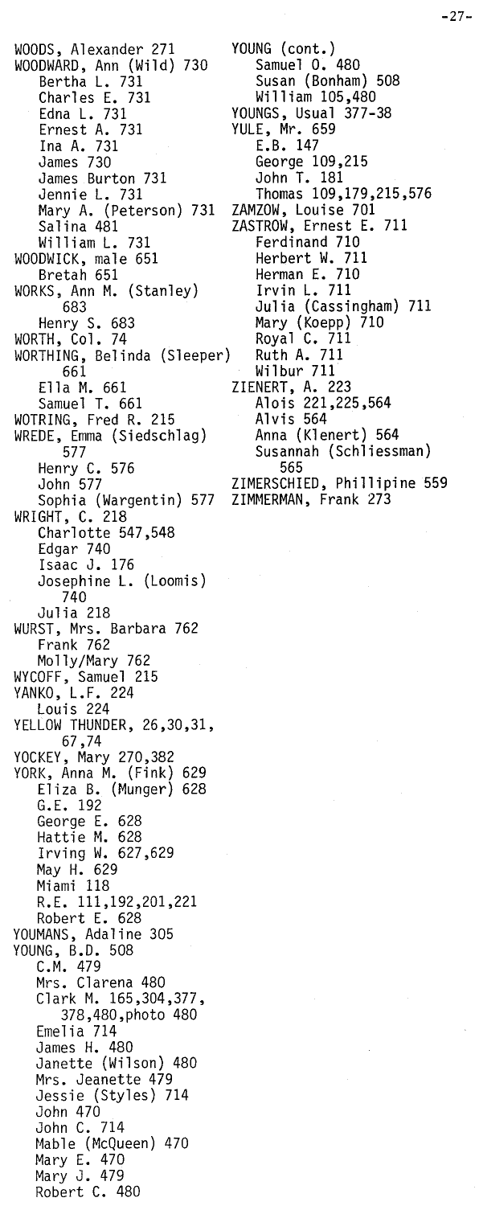WOODS, Alexander 271
WOODWARD, Ann (Wild) 730
   Bertha L. 731
   Charles E. 731
   Edna L. 731
   Ernest A. 731
   Ina A. 731
   James 730
   James Burton 731
   Jennie L. 731
   Mary A. (Peterson) 731
   Salina 481
   William L. 731
WOODWICK, male 651
   Bretah 651
WORKS, Ann M. (Stanley) 683
   Henry S. 683
WORTH, Col. 74
WORTHING, Belinda (Sleeper) 661
   Ella M. 661
   Samuel T. 661
WOTRING, Fred R. 215
WREDE, Emma (Siedschlag) 577
   Henry C. 576
   John 577
   Sophia (Wargentin) 577
WRIGHT, C. 218
   Charlotte 547,548
   Edgar 740
   Isaac J. 176
   Josephine L. (Loomis) 740
   Julia 218
WURST, Mrs. Barbara 762
   Frank 762
   Molly/Mary 762
WYCOFF, Samuel 215
YANKO, L.F. 224
   Louis 224
YELLOW THUNDER, 26,30,31,67,74
YOCKEY, Mary 270,382
YORK, Anna M. (Fink) 629
   Eliza B. (Munger) 628
   G.E. 192
   George E. 628
   Hattie M. 628
   Irving W. 627,629
   May H. 629
   Miami 118
   R.E. 111,192,201,221
   Robert E. 628
YOUMANS, Adaline 305
YOUNG, B.D. 508
   C.M. 479
   Mrs. Clarena 480
   Clark M. 165,304,377,378,480,photo 480
   Emelia 714
   James H. 480
   Janette (Wilson) 480
   Mrs. Jeanette 479
   Jessie (Styles) 714
   John 470
   John C. 714
   Mable (McQueen) 470
   Mary E. 470
   Mary J. 479
   Robert C. 480
YOUNG (cont.)
   Samuel O. 480
   Susan (Bonham) 508
   William 105,480
YOUNGS, Usual 377-38
YULE, Mr. 659
   E.B. 147
   George 109,215
   John T. 181
   Thomas 109,179,215,576
ZAMZOW, Louise 701
ZASTROW, Ernest E. 711
   Ferdinand 710
   Herbert W. 711
   Herman E. 710
   Irvin L. 711
   Julia (Cassingham) 711
   Mary (Koepp) 710
   Royal C. 711
   Ruth A. 711
   Wilbur 711
ZIENERT, A. 223
   Alois 221,225,564
   Alvis 564
   Anna (Klenert) 564
   Susannah (Schliessman) 565
ZIMERSCHIED, Phillipine 559
ZIMMERMAN, Frank 273